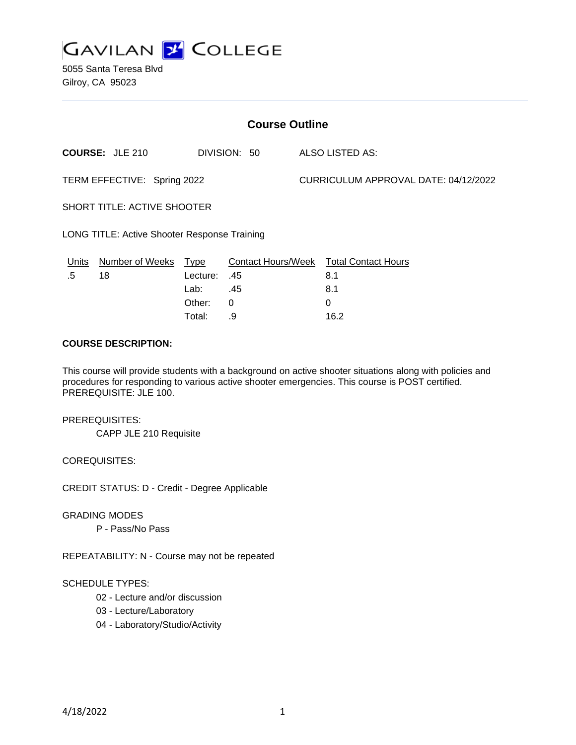# GAVILAN COLLEGE

5055 Santa Teresa Blvd
Gilroy, CA 95023

## Course Outline

**COURSE:** JLE 210 DIVISION: 50 ALSO LISTED AS:

TERM EFFECTIVE: Spring 2022 CURRICULUM APPROVAL DATE: 04/12/2022

SHORT TITLE: ACTIVE SHOOTER

LONG TITLE: Active Shooter Response Training

| Units | Number of Weeks | Type | Contact Hours/Week | Total Contact Hours |
|---|---|---|---|---|
| .5 | 18 | Lecture: | .45 | 8.1 |
| | | Lab: | .45 | 8.1 |
| | | Other: | 0 | 0 |
| | | Total: | .9 | 16.2 |

**COURSE DESCRIPTION:**

This course will provide students with a background on active shooter situations along with policies and procedures for responding to various active shooter emergencies. This course is POST certified.
PREREQUISITE: JLE 100.

PREREQUISITES:

CAPP JLE 210 Requisite

COREQUISITES:

CREDIT STATUS: D - Credit - Degree Applicable

GRADING MODES

P - Pass/No Pass

REPEATABILITY: N - Course may not be repeated

SCHEDULE TYPES:

02 - Lecture and/or discussion
03 - Lecture/Laboratory
04 - Laboratory/Studio/Activity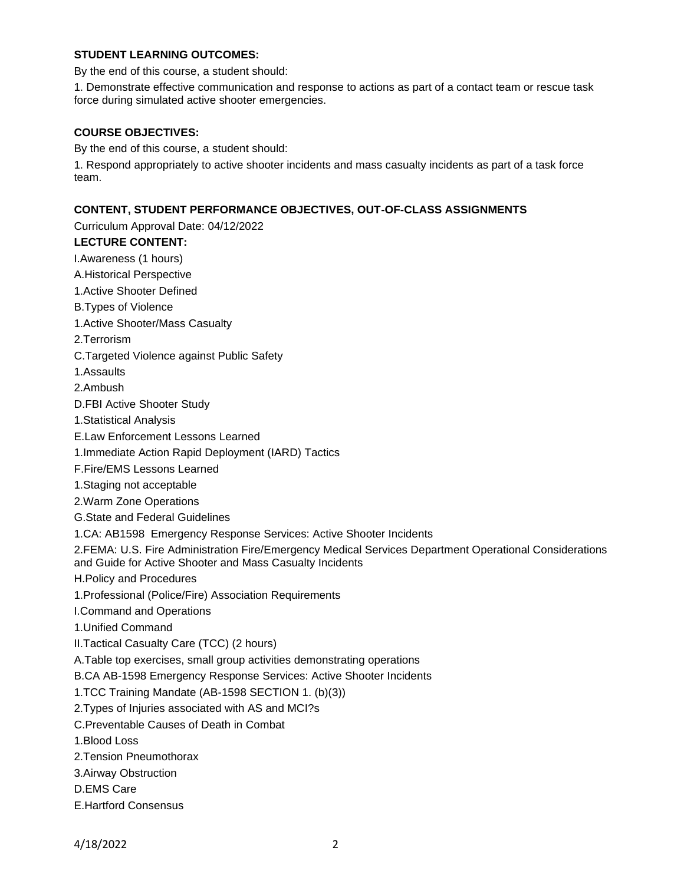**STUDENT LEARNING OUTCOMES:**

By the end of this course, a student should:

1. Demonstrate effective communication and response to actions as part of a contact team or rescue task force during simulated active shooter emergencies.

**COURSE OBJECTIVES:**

By the end of this course, a student should:

1. Respond appropriately to active shooter incidents and mass casualty incidents as part of a task force team.

**CONTENT, STUDENT PERFORMANCE OBJECTIVES, OUT-OF-CLASS ASSIGNMENTS**

Curriculum Approval Date: 04/12/2022

**LECTURE CONTENT:**

I.Awareness (1 hours)

A.Historical Perspective

1.Active Shooter Defined

B.Types of Violence

1.Active Shooter/Mass Casualty

2.Terrorism

C.Targeted Violence against Public Safety

1.Assaults

2.Ambush

D.FBI Active Shooter Study

1.Statistical Analysis

E.Law Enforcement Lessons Learned

1.Immediate Action Rapid Deployment (IARD) Tactics

F.Fire/EMS Lessons Learned

1.Staging not acceptable

2.Warm Zone Operations

G.State and Federal Guidelines

1.CA: AB1598 Emergency Response Services: Active Shooter Incidents

2.FEMA: U.S. Fire Administration Fire/Emergency Medical Services Department Operational Considerations and Guide for Active Shooter and Mass Casualty Incidents

H.Policy and Procedures

1.Professional (Police/Fire) Association Requirements

I.Command and Operations

1.Unified Command

II.Tactical Casualty Care (TCC) (2 hours)

A.Table top exercises, small group activities demonstrating operations

B.CA AB-1598 Emergency Response Services: Active Shooter Incidents

1.TCC Training Mandate (AB-1598 SECTION 1. (b)(3))

2.Types of Injuries associated with AS and MCI?s

C.Preventable Causes of Death in Combat

1.Blood Loss

2.Tension Pneumothorax

3.Airway Obstruction

D.EMS Care

E.Hartford Consensus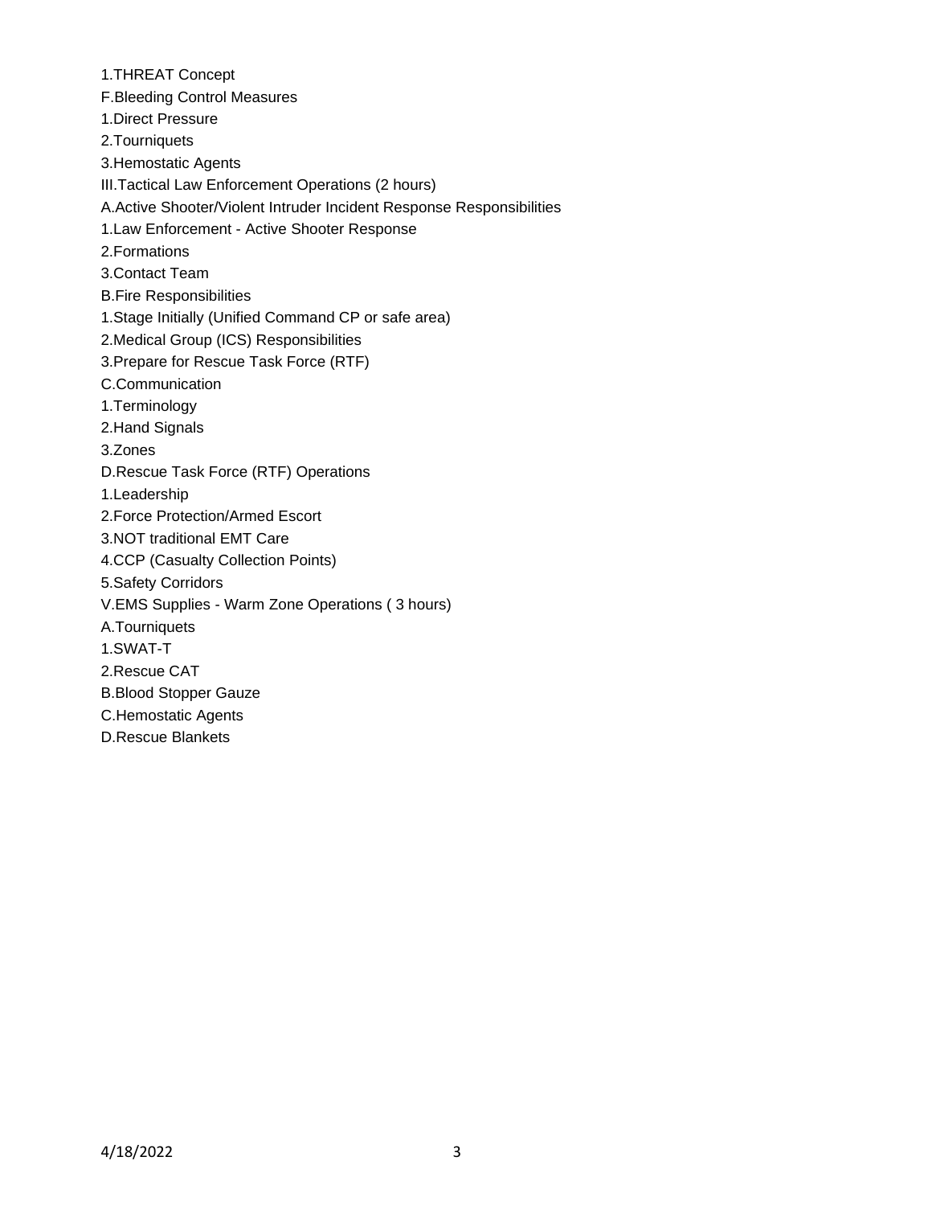1.THREAT Concept

F.Bleeding Control Measures

1.Direct Pressure

2.Tourniquets

3.Hemostatic Agents

III.Tactical Law Enforcement Operations (2 hours)

A.Active Shooter/Violent Intruder Incident Response Responsibilities

1.Law Enforcement - Active Shooter Response

2.Formations

3.Contact Team

B.Fire Responsibilities

1.Stage Initially (Unified Command CP or safe area)

2.Medical Group (ICS) Responsibilities

3.Prepare for Rescue Task Force (RTF)

C.Communication

1.Terminology

2.Hand Signals

3.Zones

D.Rescue Task Force (RTF) Operations

1.Leadership

2.Force Protection/Armed Escort

3.NOT traditional EMT Care

4.CCP (Casualty Collection Points)

5.Safety Corridors

V.EMS Supplies - Warm Zone Operations ( 3 hours)

A.Tourniquets

1.SWAT-T

2.Rescue CAT

B.Blood Stopper Gauze

C.Hemostatic Agents

D.Rescue Blankets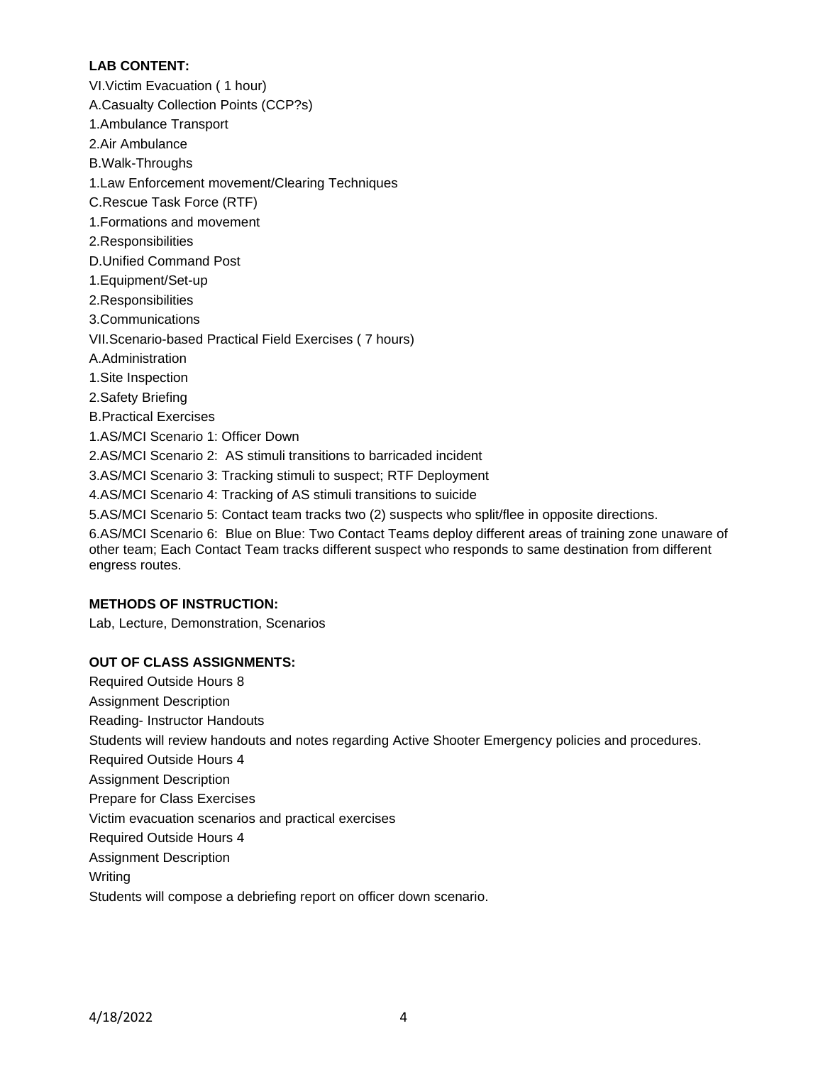**LAB CONTENT:**

VI.Victim Evacuation ( 1 hour)

A.Casualty Collection Points (CCP?s)

1.Ambulance Transport

2.Air Ambulance

B.Walk-Throughs

1.Law Enforcement movement/Clearing Techniques

C.Rescue Task Force (RTF)

1.Formations and movement

2.Responsibilities

D.Unified Command Post

1.Equipment/Set-up

2.Responsibilities

3.Communications

VII.Scenario-based Practical Field Exercises ( 7 hours)

A.Administration

1.Site Inspection

2.Safety Briefing

B.Practical Exercises

1.AS/MCI Scenario 1: Officer Down

2.AS/MCI Scenario 2: AS stimuli transitions to barricaded incident

3.AS/MCI Scenario 3: Tracking stimuli to suspect; RTF Deployment

4.AS/MCI Scenario 4: Tracking of AS stimuli transitions to suicide

5.AS/MCI Scenario 5: Contact team tracks two (2) suspects who split/flee in opposite directions.

6.AS/MCI Scenario 6: Blue on Blue: Two Contact Teams deploy different areas of training zone unaware of other team; Each Contact Team tracks different suspect who responds to same destination from different engress routes.

**METHODS OF INSTRUCTION:**

Lab, Lecture, Demonstration, Scenarios

**OUT OF CLASS ASSIGNMENTS:**

Required Outside Hours 8

Assignment Description

Reading- Instructor Handouts

Students will review handouts and notes regarding Active Shooter Emergency policies and procedures.

Required Outside Hours 4

Assignment Description

Prepare for Class Exercises

Victim evacuation scenarios and practical exercises

Required Outside Hours 4

Assignment Description

Writing

Students will compose a debriefing report on officer down scenario.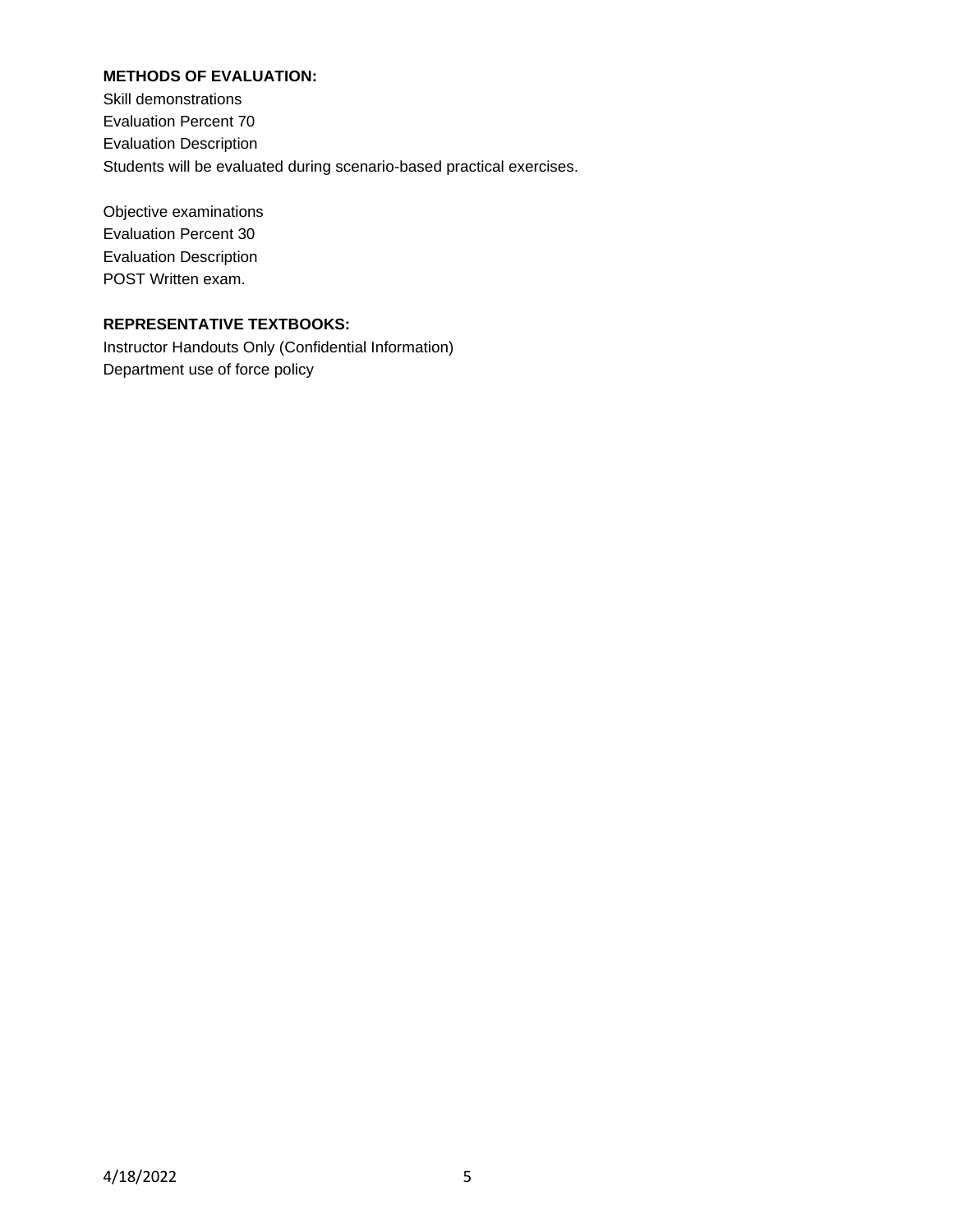**METHODS OF EVALUATION:**

Skill demonstrations
Evaluation Percent 70
Evaluation Description
Students will be evaluated during scenario-based practical exercises.

Objective examinations
Evaluation Percent 30
Evaluation Description
POST Written exam.

**REPRESENTATIVE TEXTBOOKS:**

Instructor Handouts Only (Confidential Information)
Department use of force policy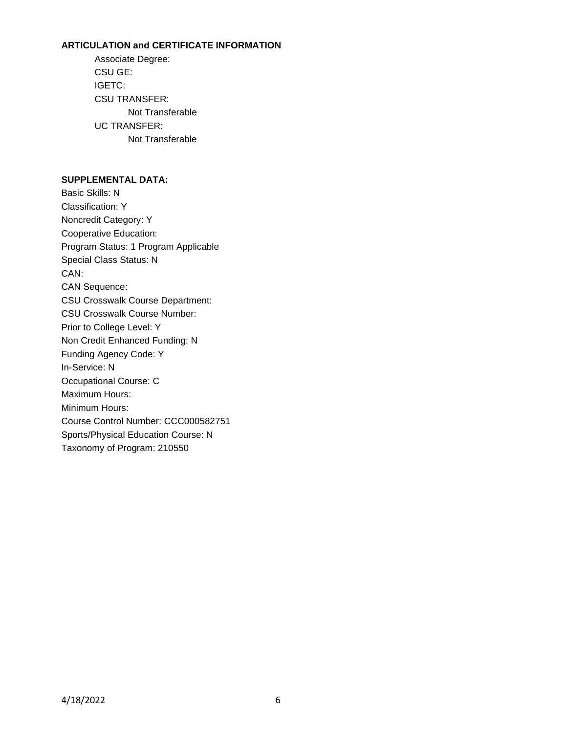**ARTICULATION and CERTIFICATE INFORMATION**

Associate Degree:
CSU GE:
IGETC:
CSU TRANSFER:
Not Transferable
UC TRANSFER:
Not Transferable

**SUPPLEMENTAL DATA:**

Basic Skills: N
Classification: Y
Noncredit Category: Y
Cooperative Education:
Program Status: 1 Program Applicable
Special Class Status: N
CAN:
CAN Sequence:
CSU Crosswalk Course Department:
CSU Crosswalk Course Number:
Prior to College Level: Y
Non Credit Enhanced Funding: N
Funding Agency Code: Y
In-Service: N
Occupational Course: C
Maximum Hours:
Minimum Hours:
Course Control Number: CCC000582751
Sports/Physical Education Course: N
Taxonomy of Program: 210550

4/18/2022